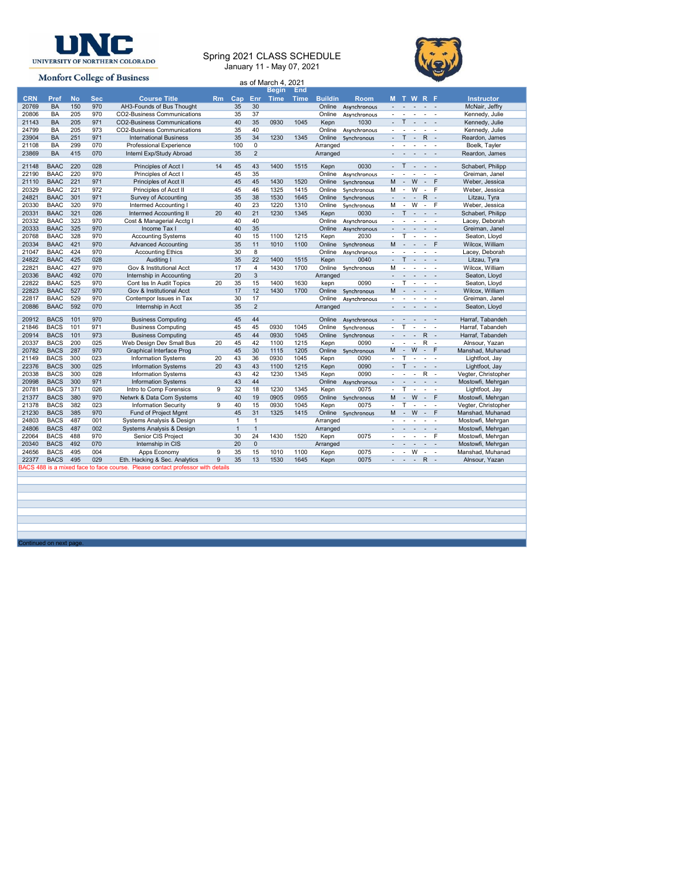UNIVERSITY OF NORTHERN COLORADO

Monfort College of Business

# Spring 2021 CLASS SCHEDULE

January 11 - May 07, 2021

as of March 4, 2021

| CRN | Pref | No | Sec | Course Title | Rm | Cap | Enr | Begin Time | End Time | Buildin | Room | M | T | W | R | F | Instructor |
|---|---|---|---|---|---|---|---|---|---|---|---|---|---|---|---|---|---|
| 20769 | BA | 150 | 970 | AH3-Founds of Bus Thought | | 35 | 30 | | | Online | Asynchronous | - | - | - | - | - | McNair, Jeffry |
| 20806 | BA | 205 | 970 | CO2-Business Communications | | 35 | 37 | | | Online | Asynchronous | - | - | - | - | - | Kennedy, Julie |
| 21143 | BA | 205 | 971 | CO2-Business Communications | | 40 | 35 | 0930 | 1045 | Kepn | 1030 | - | T | - | - | - | Kennedy, Julie |
| 24799 | BA | 205 | 973 | CO2-Business Communications | | 35 | 40 | | | Online | Asynchronous | - | - | - | - | - | Kennedy, Julie |
| 23904 | BA | 251 | 971 | International Business | | 35 | 34 | 1230 | 1345 | Online | Synchronous | - | T | - | R | - | Reardon, James |
| 21108 | BA | 299 | 070 | Professional Experience | | 100 | 0 | | | Arranged | | - | - | - | - | - | Boelk, Tayler |
| 23869 | BA | 415 | 070 | Internl Exp/Study Abroad | | 35 | 2 | | | Arranged | | - | - | - | - | - | Reardon, James |
| | | | | | | | | | | | | | | | | | |
| 21148 | BAAC | 220 | 028 | Principles of Acct I | 14 | 45 | 43 | 1400 | 1515 | Kepn | 0030 | - | T | - | - | - | Schaberl, Philipp |
| 22190 | BAAC | 220 | 970 | Principles of Acct I | | 45 | 35 | | | Online | Asynchronous | - | - | - | - | - | Greiman, Janel |
| 21110 | BAAC | 221 | 971 | Principles of Acct II | | 45 | 45 | 1430 | 1520 | Online | Synchronous | M | - | W | - | F | Weber, Jessica |
| 20329 | BAAC | 221 | 972 | Principles of Acct II | | 45 | 46 | 1325 | 1415 | Online | Synchronous | M | - | W | - | F | Weber, Jessica |
| 24821 | BAAC | 301 | 971 | Survey of Accounting | | 35 | 38 | 1530 | 1645 | Online | Synchronous | - | - | - | R | - | Litzau, Tyra |
| 20330 | BAAC | 320 | 970 | Intermed Accounting I | | 40 | 23 | 1220 | 1310 | Online | Synchronous | M | - | W | - | F | Weber, Jessica |
| 20331 | BAAC | 321 | 026 | Intermed Accounting II | 20 | 40 | 21 | 1230 | 1345 | Kepn | 0030 | - | T | - | - | - | Schaberl, Philipp |
| 20332 | BAAC | 323 | 970 | Cost & Managerial Acctg I | | 40 | 40 | | | Online | Asynchronous | - | - | - | - | - | Lacey, Deborah |
| 20333 | BAAC | 325 | 970 | Income Tax I | | 40 | 35 | | | Online | Asynchronous | - | - | - | - | - | Greiman, Janel |
| 20768 | BAAC | 328 | 970 | Accounting Systems | | 40 | 15 | 1100 | 1215 | Kepn | 2030 | - | T | - | - | - | Seaton, Lloyd |
| 20334 | BAAC | 421 | 970 | Advanced Accounting | | 35 | 11 | 1010 | 1100 | Online | Synchronous | M | - | - | - | F | Wilcox, William |
| 21047 | BAAC | 424 | 970 | Accounting Ethics | | 30 | 8 | | | Online | Asynchronous | - | - | - | - | - | Lacey, Deborah |
| 24822 | BAAC | 425 | 028 | Auditing I | | 35 | 22 | 1400 | 1515 | Kepn | 0040 | - | T | - | - | - | Litzau, Tyra |
| 22821 | BAAC | 427 | 970 | Gov & Institutional Acct | | 17 | 4 | 1430 | 1700 | Online | Synchronous | M | - | - | - | - | Wilcox, William |
| 20336 | BAAC | 492 | 070 | Internship in Accounting | | 20 | 3 | | | Arranged | | - | - | - | - | - | Seaton, Lloyd |
| 22822 | BAAC | 525 | 970 | Cont Iss In Audit Topics | 20 | 35 | 15 | 1400 | 1630 | kepn | 0090 | - | T | - | - | - | Seaton, Lloyd |
| 22823 | BAAC | 527 | 970 | Gov & Institutional Acct | | 17 | 12 | 1430 | 1700 | Online | Synchronous | M | - | - | - | - | Wilcox, William |
| 22817 | BAAC | 529 | 970 | Contempor Issues in Tax | | 30 | 17 | | | Online | Asynchronous | - | - | - | - | - | Greiman, Janel |
| 20886 | BAAC | 592 | 070 | Internship in Acct | | 35 | 2 | | | Arranged | | - | - | - | - | - | Seaton, Lloyd |
| | | | | | | | | | | | | | | | | | |
| 20912 | BACS | 101 | 970 | Business Computing | | 45 | 44 | | | Online | Asynchronous | - | - | - | - | - | Harraf, Tabandeh |
| 21846 | BACS | 101 | 971 | Business Computing | | 45 | 45 | 0930 | 1045 | Online | Synchronous | - | T | - | - | - | Harraf, Tabandeh |
| 20914 | BACS | 101 | 973 | Business Computing | | 45 | 44 | 0930 | 1045 | Online | Synchronous | - | - | - | R | - | Harraf, Tabandeh |
| 20337 | BACS | 200 | 025 | Web Design Dev Small Bus | 20 | 45 | 42 | 1100 | 1215 | Kepn | 0090 | - | - | - | R | - | Alnsour, Yazan |
| 20782 | BACS | 287 | 970 | Graphical Interface Prog | | 45 | 30 | 1115 | 1205 | Online | Synchronous | M | - | W | - | F | Manshad, Muhanad |
| 21149 | BACS | 300 | 023 | Information Systems | 20 | 43 | 36 | 0930 | 1045 | Kepn | 0090 | - | T | - | - | - | Lightfoot, Jay |
| 22376 | BACS | 300 | 025 | Information Systems | 20 | 43 | 43 | 1100 | 1215 | Kepn | 0090 | - | T | - | - | - | Lightfoot, Jay |
| 20338 | BACS | 300 | 028 | Information Systems | | 43 | 42 | 1230 | 1345 | Kepn | 0090 | - | - | - | R | - | Vegter, Christopher |
| 20998 | BACS | 300 | 971 | Information Systems | | 43 | 44 | | | Online | Asynchronous | - | - | - | - | - | Mostowfi, Mehrgan |
| 20781 | BACS | 371 | 026 | Intro to Comp Forensics | 9 | 32 | 18 | 1230 | 1345 | Kepn | 0075 | - | T | - | - | - | Lightfoot, Jay |
| 21377 | BACS | 380 | 970 | Netwrk & Data Com Systems | | 40 | 19 | 0905 | 0955 | Online | Synchronous | M | - | W | - | F | Mostowfi, Mehrgan |
| 21378 | BACS | 382 | 023 | Information Security | 9 | 40 | 15 | 0930 | 1045 | Kepn | 0075 | - | T | - | - | - | Vegter, Christopher |
| 21230 | BACS | 385 | 970 | Fund of Project Mgmt | | 45 | 31 | 1325 | 1415 | Online | Synchronous | M | - | W | - | F | Manshad, Muhanad |
| 24803 | BACS | 487 | 001 | Systems Analysis & Design | | 1 | 1 | | | Arranged | | - | - | - | - | - | Mostowfi, Mehrgan |
| 24806 | BACS | 487 | 002 | Systems Analysis & Design | | 1 | 1 | | | Arranged | | - | - | - | - | - | Mostowfi, Mehrgan |
| 22064 | BACS | 488 | 970 | Senior CIS Project | | 30 | 24 | 1430 | 1520 | Kepn | 0075 | - | - | - | - | F | Mostowfi, Mehrgan |
| 20340 | BACS | 492 | 070 | Internship in CIS | | 20 | 0 | | | Arranged | | - | - | - | - | - | Mostowfi, Mehrgan |
| 24656 | BACS | 495 | 004 | Apps Economy | 9 | 35 | 15 | 1010 | 1100 | Kepn | 0075 | - | - | W | - | - | Manshad, Muhanad |
| 22377 | BACS | 495 | 029 | Eth. Hacking & Sec. Analytics | 9 | 35 | 13 | 1530 | 1645 | Kepn | 0075 | - | - | - | R | - | Alnsour, Yazan |

BACS 488 is a mixed face to face course. Please contact professor with details

Continued on next page.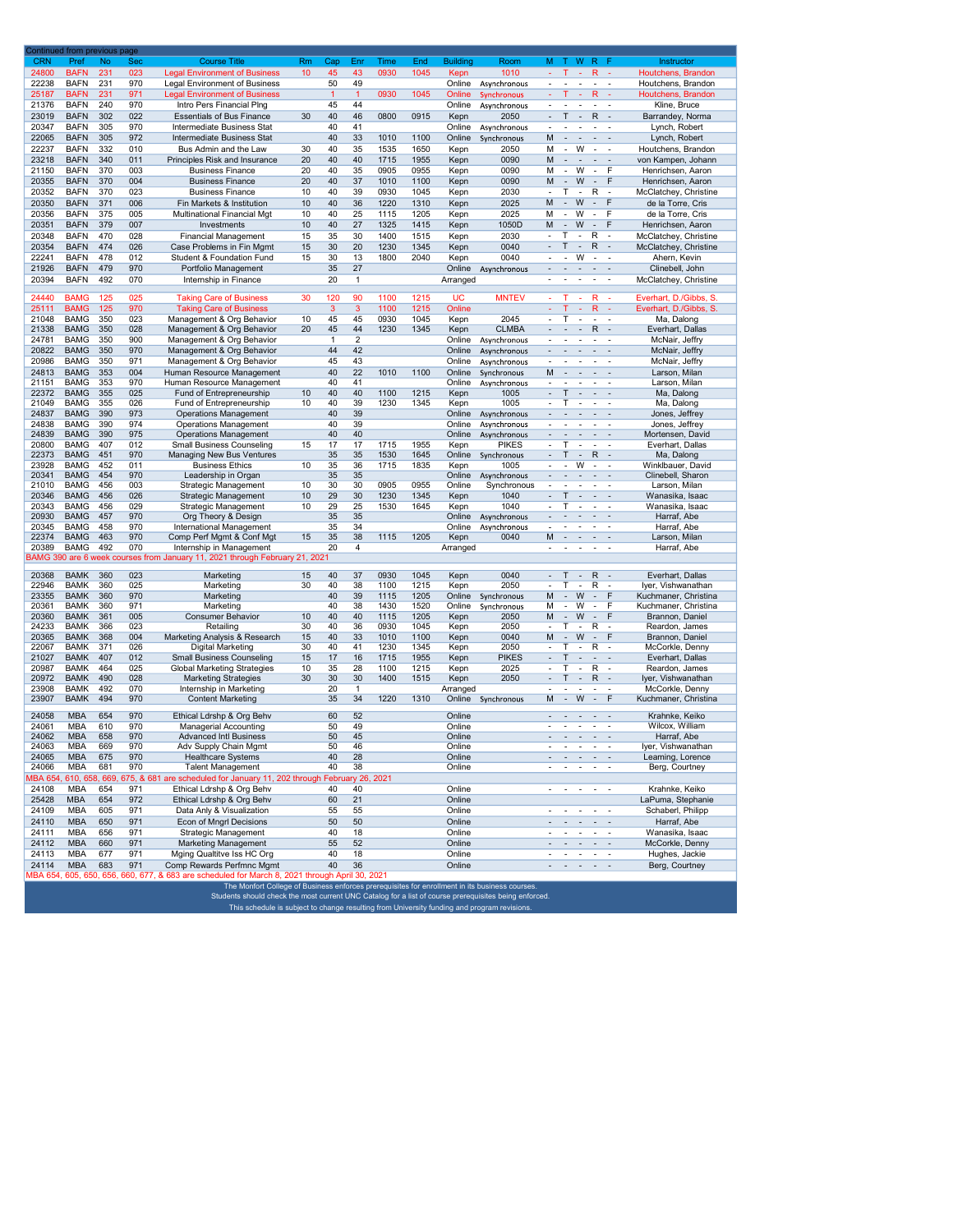Continued from previous page

| CRN | Pref | No | Sec | Course Title | Rm | Cap | Enr | Time | End | Building | Room | M | T | W | R | F | Instructor |
|---|---|---|---|---|---|---|---|---|---|---|---|---|---|---|---|---|---|
| 24800 | BAFN | 231 | 023 | Legal Environment of Business | 10 | 45 | 43 | 0930 | 1045 | Kepn | 1010 | - | T | - | R | - | Houtchens, Brandon |
| 22238 | BAFN | 231 | 970 | Legal Environment of Business | | 50 | 49 | | | Online | Asynchronous | - | - | - | - | - | Houtchens, Brandon |
| 25187 | BAFN | 231 | 971 | Legal Environment of Business | | 1 | 1 | 0930 | 1045 | Online | Synchronous | - | T | - | R | - | Houtchens, Brandon |
| 21376 | BAFN | 240 | 970 | Intro Pers Financial Plng | | 45 | 44 | | | Online | Asynchronous | - | - | - | - | - | Kline, Bruce |
| 23019 | BAFN | 302 | 022 | Essentials of Bus Finance | 30 | 40 | 46 | 0800 | 0915 | Kepn | 2050 | - | T | - | R | - | Barrandey, Norma |
| 20347 | BAFN | 305 | 970 | Intermediate Business Stat | | 40 | 41 | | | Online | Asynchronous | - | - | - | - | - | Lynch, Robert |
| 22065 | BAFN | 305 | 972 | Intermediate Business Stat | | 40 | 33 | 1010 | 1100 | Online | Synchronous | M | - | - | - | - | Lynch, Robert |
| 22237 | BAFN | 332 | 010 | Bus Admin and the Law | 30 | 40 | 35 | 1535 | 1650 | Kepn | 2050 | M | - | W | - | - | Houtchens, Brandon |
| 23218 | BAFN | 340 | 011 | Principles Risk and Insurance | 20 | 40 | 40 | 1715 | 1955 | Kepn | 0090 | M | - | - | - | - | von Kampen, Johann |
| 21150 | BAFN | 370 | 003 | Business Finance | 20 | 40 | 35 | 0905 | 0955 | Kepn | 0090 | M | - | W | - | F | Henrichsen, Aaron |
| 20355 | BAFN | 370 | 004 | Business Finance | 20 | 40 | 37 | 1010 | 1100 | Kepn | 0090 | M | - | W | - | F | Henrichsen, Aaron |
| 20352 | BAFN | 370 | 023 | Business Finance | 10 | 40 | 39 | 0930 | 1045 | Kepn | 2030 | - | T | - | R | - | McClatchey, Christine |
| 20350 | BAFN | 371 | 006 | Fin Markets & Institution | 10 | 40 | 36 | 1220 | 1310 | Kepn | 2025 | M | - | W | - | F | de la Torre, Cris |
| 20356 | BAFN | 375 | 005 | Multinational Financial Mgt | 10 | 40 | 25 | 1115 | 1205 | Kepn | 2025 | M | - | W | - | F | de la Torre, Cris |
| 20351 | BAFN | 379 | 007 | Investments | 10 | 40 | 27 | 1325 | 1415 | Kepn | 1050D | M | - | W | - | F | Henrichsen, Aaron |
| 20348 | BAFN | 470 | 028 | Financial Management | 15 | 35 | 30 | 1400 | 1515 | Kepn | 2030 | - | T | - | R | - | McClatchey, Christine |
| 20354 | BAFN | 474 | 026 | Case Problems in Fin Mgmt | 15 | 30 | 20 | 1230 | 1345 | Kepn | 0040 | - | T | - | R | - | McClatchey, Christine |
| 22241 | BAFN | 478 | 012 | Student & Foundation Fund | 15 | 30 | 13 | 1800 | 2040 | Kepn | 0040 | - | - | W | - | - | Ahern, Kevin |
| 21926 | BAFN | 479 | 970 | Portfolio Management | | 35 | 27 | | | Online | Asynchronous | - | - | - | - | - | Clinebell, John |
| 20394 | BAFN | 492 | 070 | Internship in Finance | | 20 | 1 | | | Arranged | | - | - | - | - | - | McClatchey, Christine |
| 24440 | BAMG | 125 | 025 | Taking Care of Business | 30 | 120 | 90 | 1100 | 1215 | UC | MNTEV | - | T | - | R | - | Everhart, D./Gibbs, S. |
| 25111 | BAMG | 125 | 970 | Taking Care of Business | | 3 | 3 | 1100 | 1215 | Online | | - | T | - | R | - | Everhart, D./Gibbs, S. |
| 21048 | BAMG | 350 | 023 | Management & Org Behavior | 10 | 45 | 45 | 0930 | 1045 | Kepn | 2045 | - | T | - | - | - | Ma, Dalong |
| 21338 | BAMG | 350 | 028 | Management & Org Behavior | 20 | 45 | 44 | 1230 | 1345 | Kepn | CLMBA | - | - | - | R | - | Everhart, Dallas |
| 24781 | BAMG | 350 | 900 | Management & Org Behavior | | 1 | 2 | | | Online | Asynchronous | - | - | - | - | - | McNair, Jeffry |
| 20822 | BAMG | 350 | 970 | Management & Org Behavior | | 44 | 42 | | | Online | Asynchronous | - | - | - | - | - | McNair, Jeffry |
| 20986 | BAMG | 350 | 971 | Management & Org Behavior | | 45 | 43 | | | Online | Asynchronous | - | - | - | - | - | McNair, Jeffry |
| 24813 | BAMG | 353 | 004 | Human Resource Management | | 40 | 22 | 1010 | 1100 | Online | Synchronous | M | - | - | - | - | Larson, Milan |
| 21151 | BAMG | 353 | 970 | Human Resource Management | | 40 | 41 | | | Online | Asynchronous | - | - | - | - | - | Larson, Milan |
| 22372 | BAMG | 355 | 025 | Fund of Entrepreneurship | 10 | 40 | 40 | 1100 | 1215 | Kepn | 1005 | - | T | - | - | - | Ma, Dalong |
| 21049 | BAMG | 355 | 026 | Fund of Entrepreneurship | 10 | 40 | 39 | 1230 | 1345 | Kepn | 1005 | - | T | - | - | - | Ma, Dalong |
| 24837 | BAMG | 390 | 973 | Operations Management | | 40 | 39 | | | Online | Asynchronous | - | - | - | - | - | Jones, Jeffrey |
| 24838 | BAMG | 390 | 974 | Operations Management | | 40 | 39 | | | Online | Asynchronous | - | - | - | - | - | Jones, Jeffrey |
| 24839 | BAMG | 390 | 975 | Operations Management | | 40 | 40 | | | Online | Asynchronous | - | - | - | - | - | Mortensen, David |
| 20800 | BAMG | 407 | 012 | Small Business Counseling | 15 | 17 | 17 | 1715 | 1955 | Kepn | PIKES | - | T | - | - | - | Everhart, Dallas |
| 22373 | BAMG | 451 | 970 | Managing New Bus Ventures | | 35 | 35 | 1530 | 1645 | Online | Synchronous | - | T | - | R | - | Ma, Dalong |
| 23928 | BAMG | 452 | 011 | Business Ethics | 10 | 35 | 36 | 1715 | 1835 | Kepn | 1005 | - | - | W | - | - | Winklbauer, David |
| 20341 | BAMG | 454 | 970 | Leadership in Organ | | 35 | 35 | | | Online | Asynchronous | - | - | - | - | - | Clinebell, Sharon |
| 21010 | BAMG | 456 | 003 | Strategic Management | 10 | 30 | 30 | 0905 | 0955 | Online | Synchronous | - | - | - | - | - | Larson, Milan |
| 20346 | BAMG | 456 | 026 | Strategic Management | 10 | 29 | 30 | 1230 | 1345 | Kepn | 1040 | - | T | - | - | - | Wanasika, Isaac |
| 20343 | BAMG | 456 | 029 | Strategic Management | 10 | 29 | 25 | 1530 | 1645 | Kepn | 1040 | - | T | - | - | - | Wanasika, Isaac |
| 20930 | BAMG | 457 | 970 | Org Theory & Design | | 35 | 35 | | | Online | Asynchronous | - | - | - | - | - | Harraf, Abe |
| 20345 | BAMG | 458 | 970 | International Management | | 35 | 34 | | | Online | Asynchronous | - | - | - | - | - | Harraf, Abe |
| 22374 | BAMG | 463 | 970 | Comp Perf Mgmt & Conf Mgt | 15 | 35 | 38 | 1115 | 1205 | Kepn | 0040 | M | - | - | - | - | Larson, Milan |
| 20389 | BAMG | 492 | 070 | Internship in Management | | 20 | 4 | | | Arranged | | - | - | - | - | - | Harraf, Abe |

BAMG 390 are 6 week courses from January 11, 2021 through February 21, 2021

| CRN | Pref | No | Sec | Course Title | Rm | Cap | Enr | Time | End | Building | Room | M | T | W | R | F | Instructor |
|---|---|---|---|---|---|---|---|---|---|---|---|---|---|---|---|---|---|
| 20368 | BAMK | 360 | 023 | Marketing | 15 | 40 | 37 | 0930 | 1045 | Kepn | 0040 | - | T | - | R | - | Everhart, Dallas |
| 22946 | BAMK | 360 | 025 | Marketing | 30 | 40 | 38 | 1100 | 1215 | Kepn | 2050 | - | T | - | R | - | Iyer, Vishwanathan |
| 23355 | BAMK | 360 | 970 | Marketing | | 40 | 39 | 1115 | 1205 | Online | Synchronous | M | - | W | - | F | Kuchmaner, Christina |
| 20361 | BAMK | 360 | 971 | Marketing | | 40 | 38 | 1430 | 1520 | Online | Synchronous | M | - | W | - | F | Kuchmaner, Christina |
| 20360 | BAMK | 361 | 005 | Consumer Behavior | 10 | 40 | 40 | 1115 | 1205 | Kepn | 2050 | M | - | W | - | F | Brannon, Daniel |
| 24233 | BAMK | 366 | 023 | Retailing | 30 | 40 | 36 | 0930 | 1045 | Kepn | 2050 | - | T | - | R | - | Reardon, James |
| 20365 | BAMK | 368 | 004 | Marketing Analysis & Research | 15 | 40 | 33 | 1010 | 1100 | Kepn | 0040 | M | - | W | - | F | Brannon, Daniel |
| 22067 | BAMK | 371 | 026 | Digital Marketing | 30 | 40 | 41 | 1230 | 1345 | Kepn | 2050 | - | T | - | R | - | McCorkle, Denny |
| 21027 | BAMK | 407 | 012 | Small Business Counseling | 15 | 17 | 16 | 1715 | 1955 | Kepn | PIKES | - | T | - | - | - | Everhart, Dallas |
| 20987 | BAMK | 464 | 025 | Global Marketing Strategies | 10 | 35 | 28 | 1100 | 1215 | Kepn | 2025 | - | T | - | R | - | Reardon, James |
| 20972 | BAMK | 490 | 028 | Marketing Strategies | 30 | 30 | 30 | 1400 | 1515 | Kepn | 2050 | - | T | - | R | - | Iyer, Vishwanathan |
| 23908 | BAMK | 492 | 070 | Internship in Marketing | | 20 | 1 | | | Arranged | | - | - | - | - | - | McCorkle, Denny |
| 23907 | BAMK | 494 | 970 | Content Marketing | | 35 | 34 | 1220 | 1310 | Online | Synchronous | M | - | W | - | F | Kuchmaner, Christina |
| 24058 | MBA | 654 | 970 | Ethical Ldrshp & Org Behv | | 60 | 52 | | | Online | | - | - | - | - | - | Krahnke, Keiko |
| 24061 | MBA | 610 | 970 | Managerial Accounting | | 50 | 49 | | | Online | | - | - | - | - | - | Wilcox, William |
| 24062 | MBA | 658 | 970 | Advanced Intl Business | | 50 | 45 | | | Online | | - | - | - | - | - | Harraf, Abe |
| 24063 | MBA | 669 | 970 | Adv Supply Chain Mgmt | | 50 | 46 | | | Online | | - | - | - | - | - | Iyer, Vishwanathan |
| 24065 | MBA | 675 | 970 | Healthcare Systems | | 40 | 28 | | | Online | | - | - | - | - | - | Leaming, Lorence |
| 24066 | MBA | 681 | 970 | Talent Management | | 40 | 38 | | | Online | | - | - | - | - | - | Berg, Courtney |

MBA 654, 610, 658, 669, 675, & 681 are scheduled for January 11, 202 through February 26, 2021

| CRN | Pref | No | Sec | Course Title | Rm | Cap | Enr | Time | End | Building | Room | M | T | W | R | F | Instructor |
|---|---|---|---|---|---|---|---|---|---|---|---|---|---|---|---|---|---|
| 24108 | MBA | 654 | 971 | Ethical Ldrshp & Org Behv | | 40 | 40 | | | Online | | - | - | - | - | - | Krahnke, Keiko |
| 25428 | MBA | 654 | 972 | Ethical Ldrshp & Org Behv | | 60 | 21 | | | Online | | | | | | | LaPuma, Stephanie |
| 24109 | MBA | 605 | 971 | Data Anly & Visualization | | 55 | 55 | | | Online | | - | - | - | - | - | Schaberl, Philipp |
| 24110 | MBA | 650 | 971 | Econ of Mngrl Decisions | | 50 | 50 | | | Online | | - | - | - | - | - | Harraf, Abe |
| 24111 | MBA | 656 | 971 | Strategic Management | | 40 | 18 | | | Online | | - | - | - | - | - | Wanasika, Isaac |
| 24112 | MBA | 660 | 971 | Marketing Management | | 55 | 52 | | | Online | | - | - | - | - | - | McCorkle, Denny |
| 24113 | MBA | 677 | 971 | Mging Qualtitve Iss HC Org | | 40 | 18 | | | Online | | - | - | - | - | - | Hughes, Jackie |
| 24114 | MBA | 683 | 971 | Comp Rewards Perfmnc Mgmt | | 40 | 36 | | | Online | | - | - | - | - | - | Berg, Courtney |

MBA 654, 605, 650, 656, 660, 677, & 683 are scheduled for March 8, 2021 through April 30, 2021

The Monfort College of Business enforces prerequisites for enrollment in its business courses.
Students should check the most current UNC Catalog for a list of course prerequisites being enforced.
This schedule is subject to change resulting from University funding and program revisions.